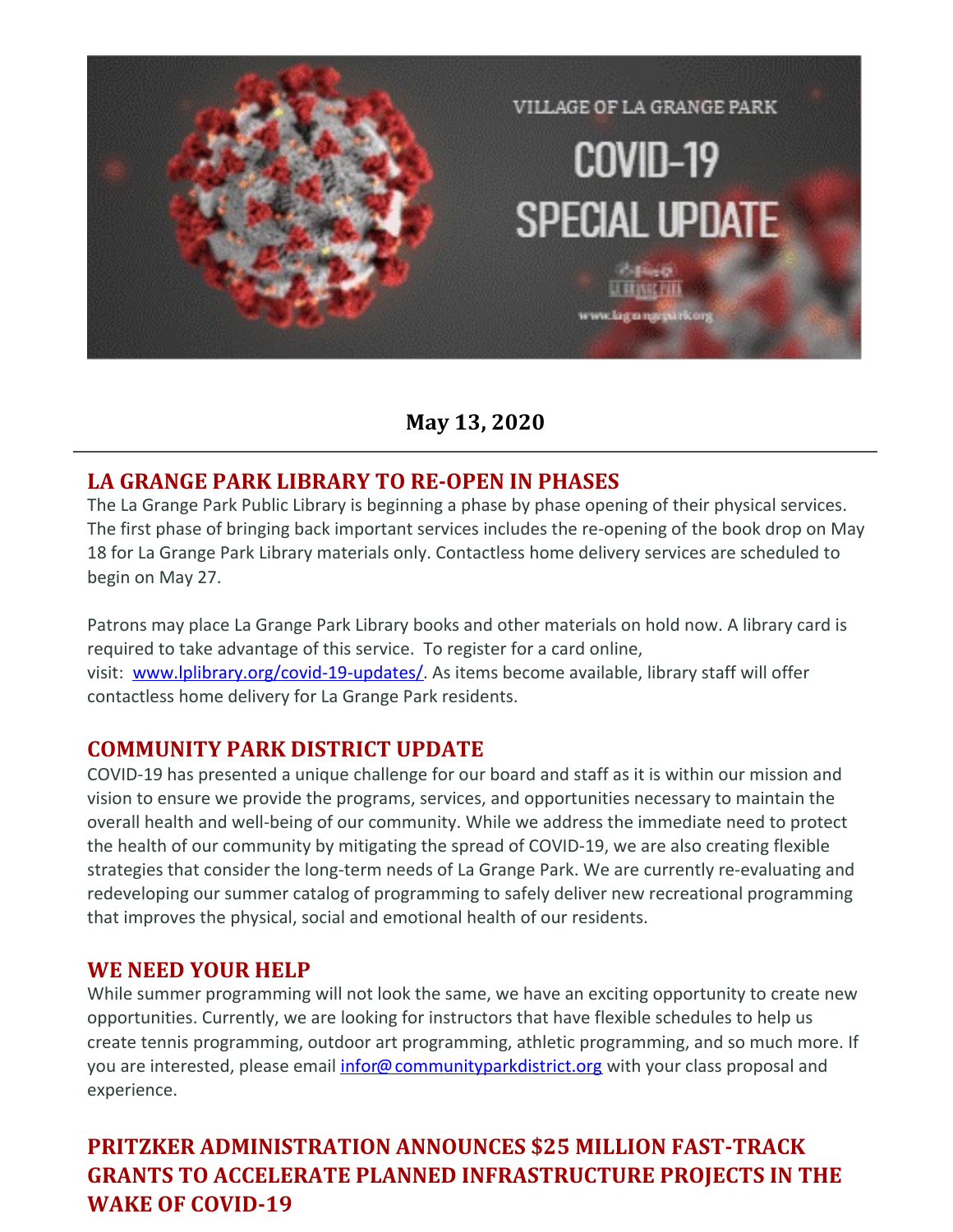VILLAGE OF LA GRANGE PARK

COVID-19 SPECIAL UPDATE

**May 13, 2020**

---

## LA GRANGE PARK LIBRARY TO RE-OPEN IN PHASES

The La Grange Park Public Library is beginning a phase by phase opening of their physical services. The first phase of bringing back important services includes the re-opening of the book drop on May 18 for La Grange Park Library materials only. Contactless home delivery services are scheduled to begin on May 27.

Patrons may place La Grange Park Library books and other materials on hold now. A library card is required to take advantage of this service. To register for a card online, visit: [www.lplibrary.org/covid-19-updates/](www.lplibrary.org/covid-19-updates/). As items become available, library staff will offer contactless home delivery for La Grange Park residents.

## COMMUNITY PARK DISTRICT UPDATE

COVID-19 has presented a unique challenge for our board and staff as it is within our mission and vision to ensure we provide the programs, services, and opportunities necessary to maintain the overall health and well-being of our community. While we address the immediate need to protect the health of our community by mitigating the spread of COVID-19, we are also creating flexible strategies that consider the long-term needs of La Grange Park. We are currently re-evaluating and redeveloping our summer catalog of programming to safely deliver new recreational programming that improves the physical, social and emotional health of our residents.

## WE NEED YOUR HELP

While summer programming will not look the same, we have an exciting opportunity to create new opportunities. Currently, we are looking for instructors that have flexible schedules to help us create tennis programming, outdoor art programming, athletic programming, and so much more. If you are interested, please email [infor@communityparkdistrict.org](mailto:infor@communityparkdistrict.org) with your class proposal and experience.

## PRITZKER ADMINISTRATION ANNOUNCES $25 MILLION FAST-TRACK GRANTS TO ACCELERATE PLANNED INFRASTRUCTURE PROJECTS IN THE WAKE OF COVID-19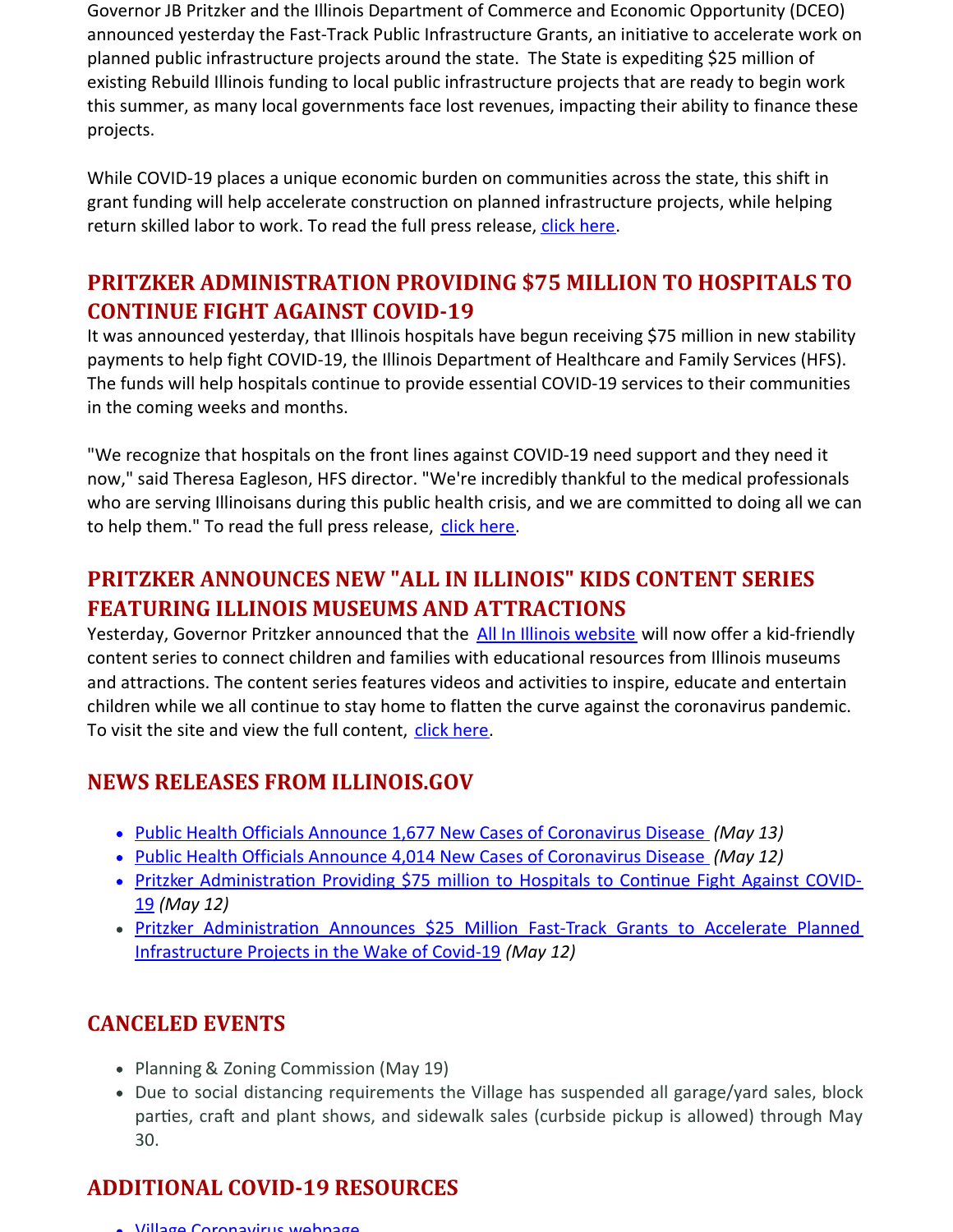Governor JB Pritzker and the Illinois Department of Commerce and Economic Opportunity (DCEO) announced yesterday the Fast-Track Public Infrastructure Grants, an initiative to accelerate work on planned public infrastructure projects around the state. The State is expediting $25 million of existing Rebuild Illinois funding to local public infrastructure projects that are ready to begin work this summer, as many local governments face lost revenues, impacting their ability to finance these projects.

While COVID-19 places a unique economic burden on communities across the state, this shift in grant funding will help accelerate construction on planned infrastructure projects, while helping return skilled labor to work. To read the full press release, click here.

## PRITZKER ADMINISTRATION PROVIDING $75 MILLION TO HOSPITALS TO CONTINUE FIGHT AGAINST COVID-19

It was announced yesterday, that Illinois hospitals have begun receiving $75 million in new stability payments to help fight COVID-19, the Illinois Department of Healthcare and Family Services (HFS). The funds will help hospitals continue to provide essential COVID-19 services to their communities in the coming weeks and months.

"We recognize that hospitals on the front lines against COVID-19 need support and they need it now," said Theresa Eagleson, HFS director. "We're incredibly thankful to the medical professionals who are serving Illinoisans during this public health crisis, and we are committed to doing all we can to help them." To read the full press release, click here.

## PRITZKER ANNOUNCES NEW "ALL IN ILLINOIS" KIDS CONTENT SERIES FEATURING ILLINOIS MUSEUMS AND ATTRACTIONS

Yesterday, Governor Pritzker announced that the All In Illinois website will now offer a kid-friendly content series to connect children and families with educational resources from Illinois museums and attractions. The content series features videos and activities to inspire, educate and entertain children while we all continue to stay home to flatten the curve against the coronavirus pandemic. To visit the site and view the full content, click here.

## NEWS RELEASES FROM ILLINOIS.GOV

- Public Health Officials Announce 1,677 New Cases of Coronavirus Disease *(May 13)*
- Public Health Officials Announce 4,014 New Cases of Coronavirus Disease *(May 12)*
- Pritzker Administration Providing $75 million to Hospitals to Continue Fight Against COVID-19 *(May 12)*
- Pritzker Administration Announces $25 Million Fast-Track Grants to Accelerate Planned Infrastructure Projects in the Wake of Covid-19 *(May 12)*

## CANCELED EVENTS

- Planning & Zoning Commission (May 19)
- Due to social distancing requirements the Village has suspended all garage/yard sales, block parties, craft and plant shows, and sidewalk sales (curbside pickup is allowed) through May 30.

## ADDITIONAL COVID-19 RESOURCES

- Village Coronavirus webpage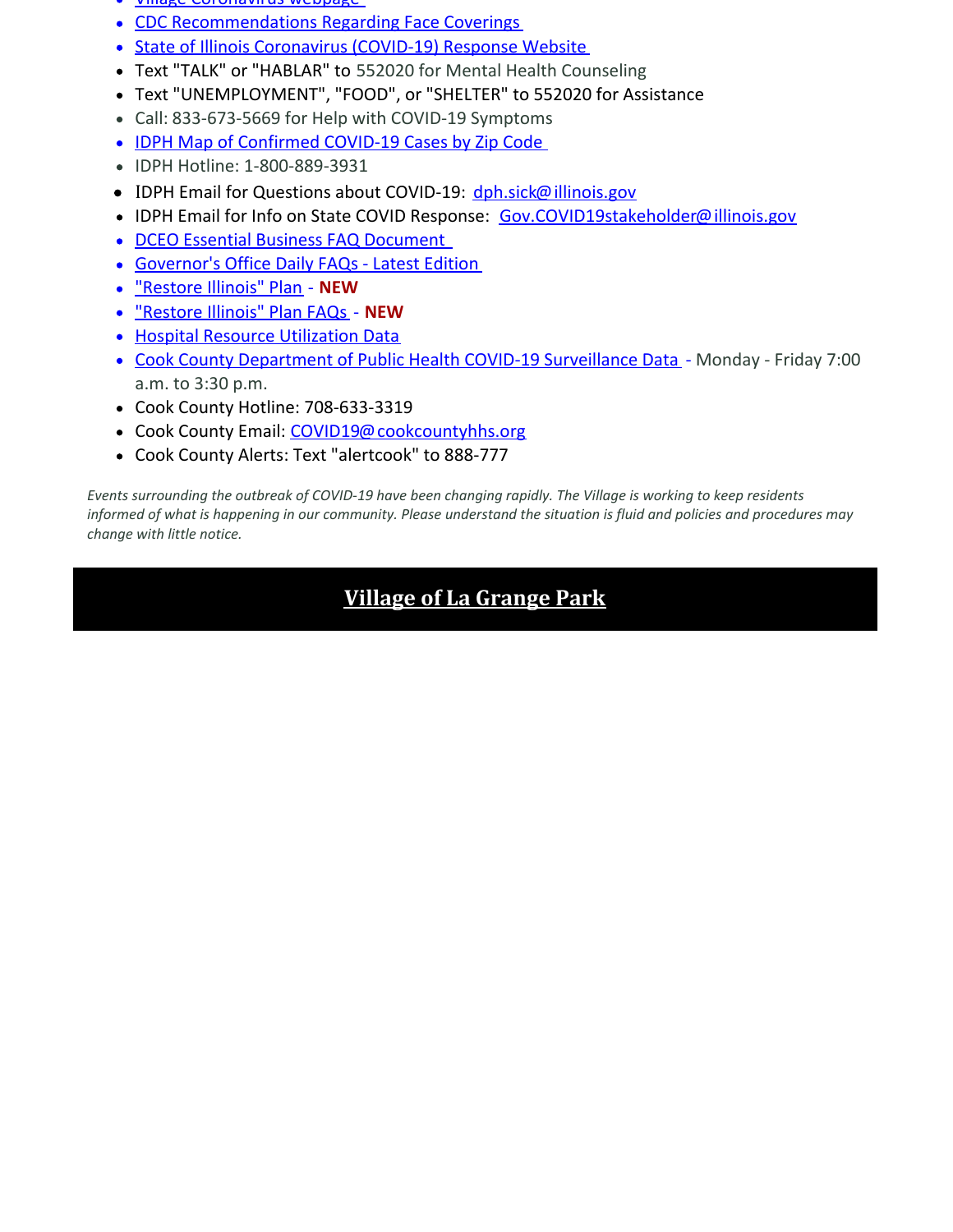- Village Coronavirus webpage
- CDC Recommendations Regarding Face Coverings
- State of Illinois Coronavirus (COVID-19) Response Website
- Text "TALK" or "HABLAR" to 552020 for Mental Health Counseling
- Text "UNEMPLOYMENT", "FOOD", or "SHELTER" to 552020 for Assistance
- Call: 833-673-5669 for Help with COVID-19 Symptoms
- IDPH Map of Confirmed COVID-19 Cases by Zip Code
- IDPH Hotline: 1-800-889-3931
- IDPH Email for Questions about COVID-19: dph.sick@illinois.gov
- IDPH Email for Info on State COVID Response: Gov.COVID19stakeholder@illinois.gov
- DCEO Essential Business FAQ Document
- Governor's Office Daily FAQs - Latest Edition
- "Restore Illinois" Plan - **NEW**
- "Restore Illinois" Plan FAQs - **NEW**
- Hospital Resource Utilization Data
- Cook County Department of Public Health COVID-19 Surveillance Data - Monday - Friday 7:00 a.m. to 3:30 p.m.
- Cook County Hotline: 708-633-3319
- Cook County Email: COVID19@cookcountyhhs.org
- Cook County Alerts: Text "alertcook" to 888-777

*Events surrounding the outbreak of COVID-19 have been changing rapidly. The Village is working to keep residents informed of what is happening in our community. Please understand the situation is fluid and policies and procedures may change with little notice.*

**Village of La Grange Park**